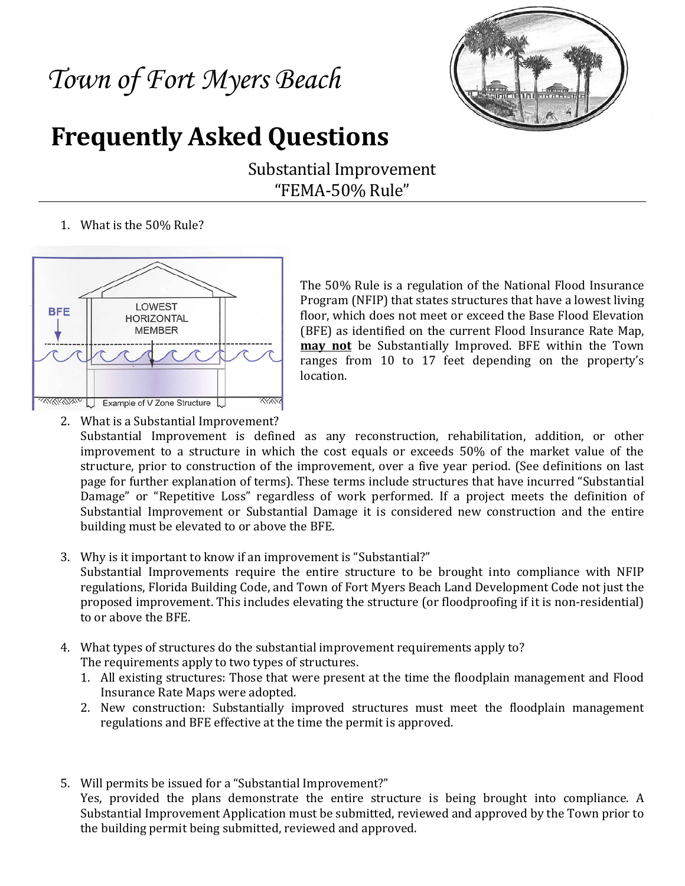# Town of Fort Myers Beach

## Frequently Asked Questions

### Substantial Improvement
### "FEMA-50% Rule"

1. What is the 50% Rule?

The 50% Rule is a regulation of the National Flood Insurance Program (NFIP) that states structures that have a lowest living floor, which does not meet or exceed the Base Flood Elevation (BFE) as identified on the current Flood Insurance Rate Map, **may not** be Substantially Improved. BFE within the Town ranges from 10 to 17 feet depending on the property's location.

2. What is a Substantial Improvement?
   Substantial Improvement is defined as any reconstruction, rehabilitation, addition, or other improvement to a structure in which the cost equals or exceeds 50% of the market value of the structure, prior to construction of the improvement, over a five year period. (See definitions on last page for further explanation of terms). These terms include structures that have incurred "Substantial Damage" or "Repetitive Loss" regardless of work performed. If a project meets the definition of Substantial Improvement or Substantial Damage it is considered new construction and the entire building must be elevated to or above the BFE.

3. Why is it important to know if an improvement is "Substantial?"
   Substantial Improvements require the entire structure to be brought into compliance with NFIP regulations, Florida Building Code, and Town of Fort Myers Beach Land Development Code not just the proposed improvement. This includes elevating the structure (or floodproofing if it is non-residential) to or above the BFE.

4. What types of structures do the substantial improvement requirements apply to?
   The requirements apply to two types of structures.
   1. All existing structures: Those that were present at the time the floodplain management and Flood Insurance Rate Maps were adopted.
   2. New construction: Substantially improved structures must meet the floodplain management regulations and BFE effective at the time the permit is approved.

5. Will permits be issued for a "Substantial Improvement?"
   Yes, provided the plans demonstrate the entire structure is being brought into compliance. A Substantial Improvement Application must be submitted, reviewed and approved by the Town prior to the building permit being submitted, reviewed and approved.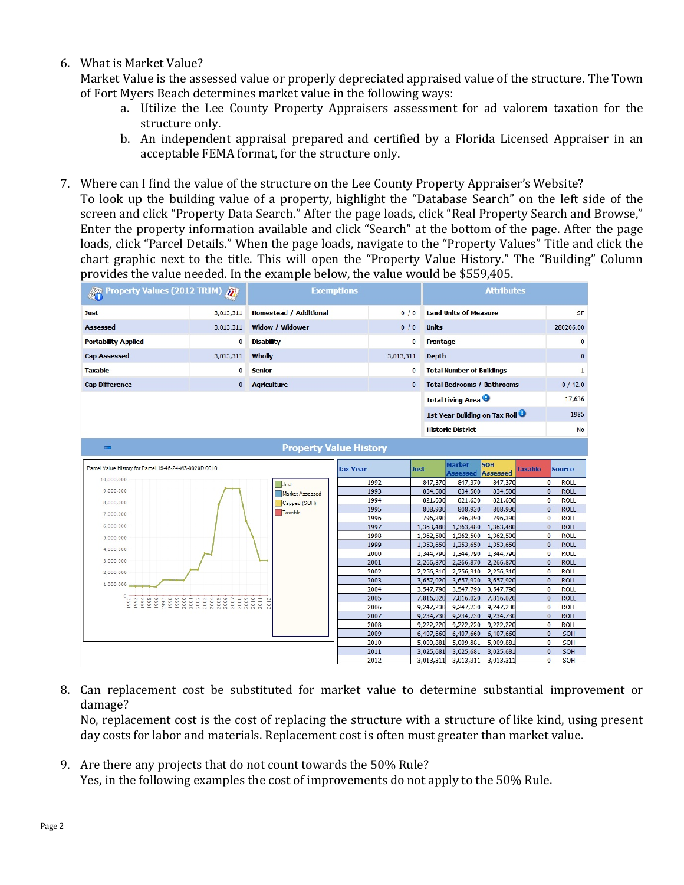6. What is Market Value?
   Market Value is the assessed value or properly depreciated appraised value of the structure. The Town of Fort Myers Beach determines market value in the following ways:
   a. Utilize the Lee County Property Appraisers assessment for ad valorem taxation for the structure only.
   b. An independent appraisal prepared and certified by a Florida Licensed Appraiser in an acceptable FEMA format, for the structure only.

7. Where can I find the value of the structure on the Lee County Property Appraiser's Website?
   To look up the building value of a property, highlight the "Database Search" on the left side of the screen and click "Property Data Search." After the page loads, click "Real Property Search and Browse," Enter the property information available and click "Search" at the bottom of the page. After the page loads, click "Parcel Details." When the page loads, navigate to the "Property Values" Title and click the chart graphic next to the title. This will open the "Property Value History." The "Building" Column provides the value needed. In the example below, the value would be $559,405.

| Property Values (2012 TRIM) | | Exemptions | | Attributes | |
|---|---|---|---|---|---|
| Just | 3,013,311 | Homestead / Additional | 0 / 0 | Land Units Of Measure | SF |
| Assessed | 3,013,311 | Widow / Widower | 0 / 0 | Units | 280206.00 |
| Portability Applied | 0 | Disability | 0 | Frontage | 0 |
| Cap Assessed | 3,013,311 | Wholly | 3,013,311 | Depth | 0 |
| Taxable | 0 | Senior | 0 | Total Number of Buildings | 1 |
| Cap Difference | 0 | Agriculture | 0 | Total Bedrooms / Bathrooms | 0 / 42.0 |
| | | | | Total Living Area | 17,636 |
| | | | | 1st Year Building on Tax Roll | 1985 |
| | | | | Historic District | No |

**Property Value History**

Parcel Value History for Parcel 19-46-24-W3-0020D.0010

| Tax Year | Just | Market Assessed | SOH Assessed | Taxable | Source |
|---|---|---|---|---|---|
| 1992 | 847,370 | 847,370 | 847,370 | 0 | ROLL |
| 1993 | 834,500 | 834,500 | 834,500 | 0 | ROLL |
| 1994 | 821,630 | 821,630 | 821,630 | 0 | ROLL |
| 1995 | 808,930 | 808,930 | 808,930 | 0 | ROLL |
| 1996 | 796,390 | 796,390 | 796,390 | 0 | ROLL |
| 1997 | 1,363,480 | 1,363,480 | 1,363,480 | 0 | ROLL |
| 1998 | 1,362,500 | 1,362,500 | 1,362,500 | 0 | ROLL |
| 1999 | 1,353,650 | 1,353,650 | 1,353,650 | 0 | ROLL |
| 2000 | 1,344,790 | 1,344,790 | 1,344,790 | 0 | ROLL |
| 2001 | 2,266,870 | 2,266,870 | 2,266,870 | 0 | ROLL |
| 2002 | 2,256,310 | 2,256,310 | 2,256,310 | 0 | ROLL |
| 2003 | 3,657,920 | 3,657,920 | 3,657,920 | 0 | ROLL |
| 2004 | 3,547,790 | 3,547,790 | 3,547,790 | 0 | ROLL |
| 2005 | 7,816,020 | 7,816,020 | 7,816,020 | 0 | ROLL |
| 2006 | 9,247,230 | 9,247,230 | 9,247,230 | 0 | ROLL |
| 2007 | 9,234,730 | 9,234,730 | 9,234,730 | 0 | ROLL |
| 2008 | 9,222,220 | 9,222,220 | 9,222,220 | 0 | ROLL |
| 2009 | 6,407,660 | 6,407,660 | 6,407,660 | 0 | SOH |
| 2010 | 5,009,881 | 5,009,881 | 5,009,881 | 0 | SOH |
| 2011 | 3,025,681 | 3,025,681 | 3,025,681 | 0 | SOH |
| 2012 | 3,013,311 | 3,013,311 | 3,013,311 | 0 | SOH |

8. Can replacement cost be substituted for market value to determine substantial improvement or damage?
   No, replacement cost is the cost of replacing the structure with a structure of like kind, using present day costs for labor and materials. Replacement cost is often must greater than market value.

9. Are there any projects that do not count towards the 50% Rule?
   Yes, in the following examples the cost of improvements do not apply to the 50% Rule.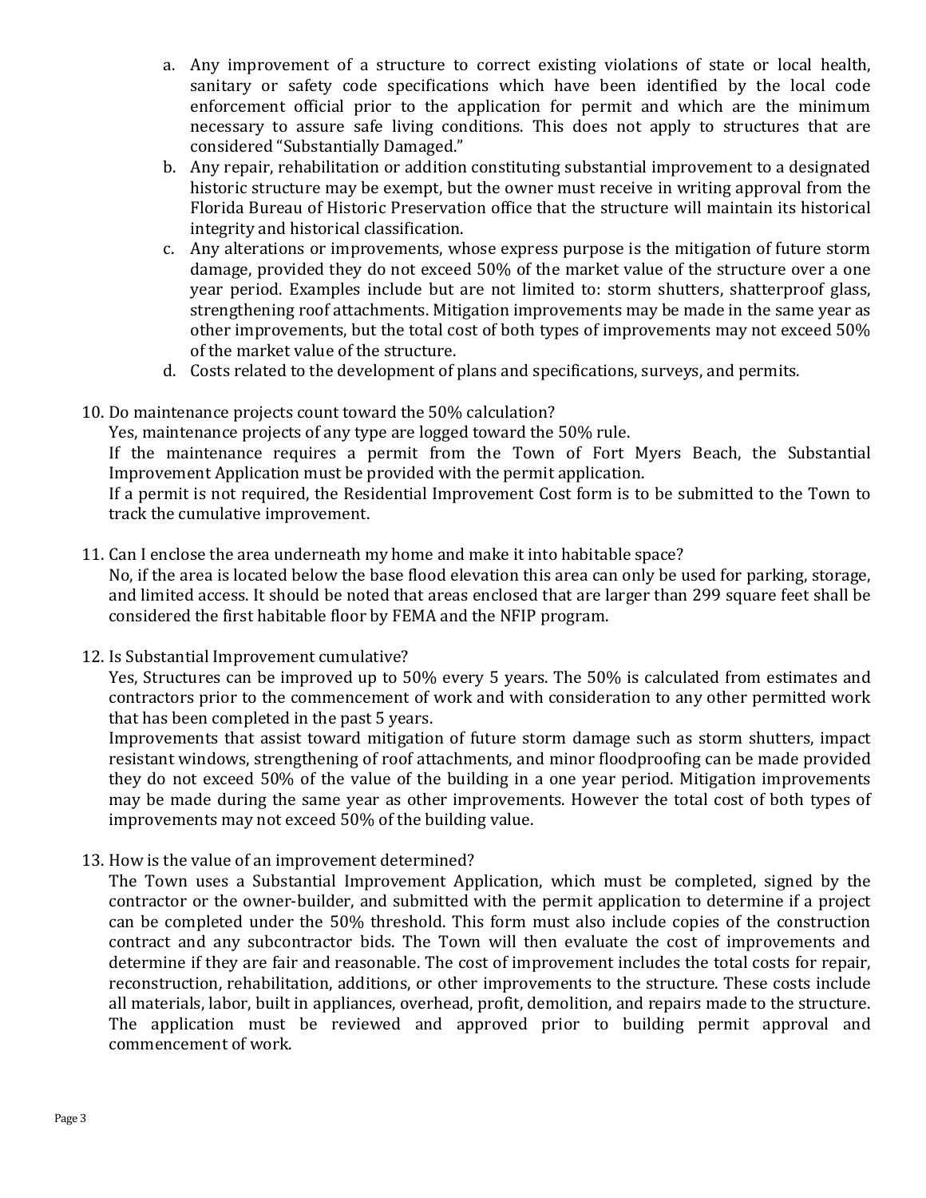a. Any improvement of a structure to correct existing violations of state or local health, sanitary or safety code specifications which have been identified by the local code enforcement official prior to the application for permit and which are the minimum necessary to assure safe living conditions. This does not apply to structures that are considered "Substantially Damaged."
b. Any repair, rehabilitation or addition constituting substantial improvement to a designated historic structure may be exempt, but the owner must receive in writing approval from the Florida Bureau of Historic Preservation office that the structure will maintain its historical integrity and historical classification.
c. Any alterations or improvements, whose express purpose is the mitigation of future storm damage, provided they do not exceed 50% of the market value of the structure over a one year period. Examples include but are not limited to: storm shutters, shatterproof glass, strengthening roof attachments. Mitigation improvements may be made in the same year as other improvements, but the total cost of both types of improvements may not exceed 50% of the market value of the structure.
d. Costs related to the development of plans and specifications, surveys, and permits.

10. Do maintenance projects count toward the 50% calculation?
    Yes, maintenance projects of any type are logged toward the 50% rule.
    If the maintenance requires a permit from the Town of Fort Myers Beach, the Substantial Improvement Application must be provided with the permit application.
    If a permit is not required, the Residential Improvement Cost form is to be submitted to the Town to track the cumulative improvement.

11. Can I enclose the area underneath my home and make it into habitable space?
    No, if the area is located below the base flood elevation this area can only be used for parking, storage, and limited access. It should be noted that areas enclosed that are larger than 299 square feet shall be considered the first habitable floor by FEMA and the NFIP program.

12. Is Substantial Improvement cumulative?
    Yes, Structures can be improved up to 50% every 5 years. The 50% is calculated from estimates and contractors prior to the commencement of work and with consideration to any other permitted work that has been completed in the past 5 years.
    Improvements that assist toward mitigation of future storm damage such as storm shutters, impact resistant windows, strengthening of roof attachments, and minor floodproofing can be made provided they do not exceed 50% of the value of the building in a one year period. Mitigation improvements may be made during the same year as other improvements. However the total cost of both types of improvements may not exceed 50% of the building value.

13. How is the value of an improvement determined?
    The Town uses a Substantial Improvement Application, which must be completed, signed by the contractor or the owner-builder, and submitted with the permit application to determine if a project can be completed under the 50% threshold. This form must also include copies of the construction contract and any subcontractor bids. The Town will then evaluate the cost of improvements and determine if they are fair and reasonable. The cost of improvement includes the total costs for repair, reconstruction, rehabilitation, additions, or other improvements to the structure. These costs include all materials, labor, built in appliances, overhead, profit, demolition, and repairs made to the structure. The application must be reviewed and approved prior to building permit approval and commencement of work.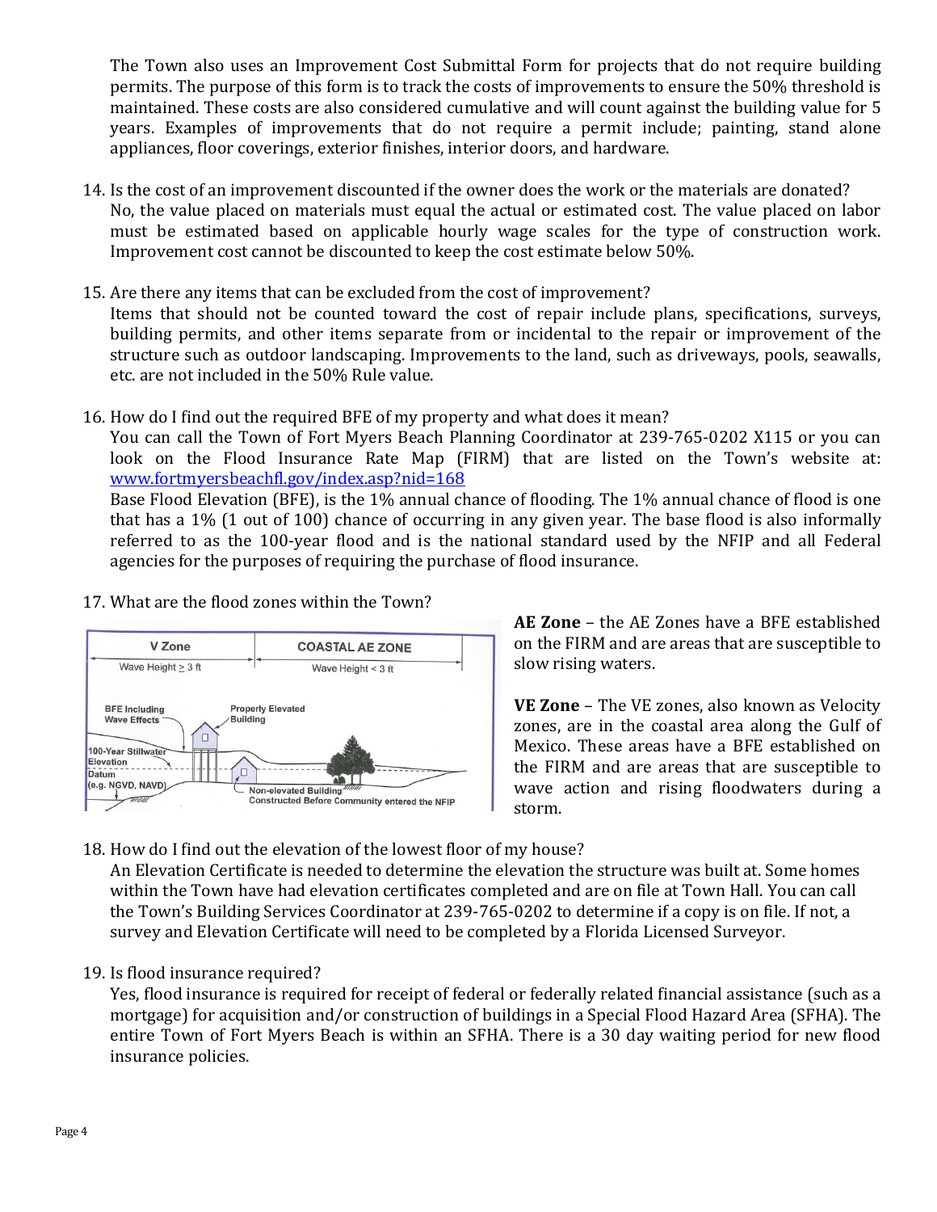The Town also uses an Improvement Cost Submittal Form for projects that do not require building permits. The purpose of this form is to track the costs of improvements to ensure the 50% threshold is maintained. These costs are also considered cumulative and will count against the building value for 5 years. Examples of improvements that do not require a permit include; painting, stand alone appliances, floor coverings, exterior finishes, interior doors, and hardware.

14. Is the cost of an improvement discounted if the owner does the work or the materials are donated?
    No, the value placed on materials must equal the actual or estimated cost. The value placed on labor must be estimated based on applicable hourly wage scales for the type of construction work. Improvement cost cannot be discounted to keep the cost estimate below 50%.

15. Are there any items that can be excluded from the cost of improvement?
    Items that should not be counted toward the cost of repair include plans, specifications, surveys, building permits, and other items separate from or incidental to the repair or improvement of the structure such as outdoor landscaping. Improvements to the land, such as driveways, pools, seawalls, etc. are not included in the 50% Rule value.

16. How do I find out the required BFE of my property and what does it mean?
    You can call the Town of Fort Myers Beach Planning Coordinator at 239-765-0202 X115 or you can look on the Flood Insurance Rate Map (FIRM) that are listed on the Town's website at: [www.fortmyersbeachfl.gov/index.asp?nid=168](http://www.fortmyersbeachfl.gov/index.asp?nid=168)
    
    Base Flood Elevation (BFE), is the 1% annual chance of flooding. The 1% annual chance of flood is one that has a 1% (1 out of 100) chance of occurring in any given year. The base flood is also informally referred to as the 100-year flood and is the national standard used by the NFIP and all Federal agencies for the purposes of requiring the purchase of flood insurance.

17. What are the flood zones within the Town?

    **AE Zone** – the AE Zones have a BFE established on the FIRM and are areas that are susceptible to slow rising waters.

    **VE Zone** – The VE zones, also known as Velocity zones, are in the coastal area along the Gulf of Mexico. These areas have a BFE established on the FIRM and are areas that are susceptible to wave action and rising floodwaters during a storm.

18. How do I find out the elevation of the lowest floor of my house?
    An Elevation Certificate is needed to determine the elevation the structure was built at. Some homes within the Town have had elevation certificates completed and are on file at Town Hall. You can call the Town's Building Services Coordinator at 239-765-0202 to determine if a copy is on file. If not, a survey and Elevation Certificate will need to be completed by a Florida Licensed Surveyor.

19. Is flood insurance required?
    Yes, flood insurance is required for receipt of federal or federally related financial assistance (such as a mortgage) for acquisition and/or construction of buildings in a Special Flood Hazard Area (SFHA). The entire Town of Fort Myers Beach is within an SFHA. There is a 30 day waiting period for new flood insurance policies.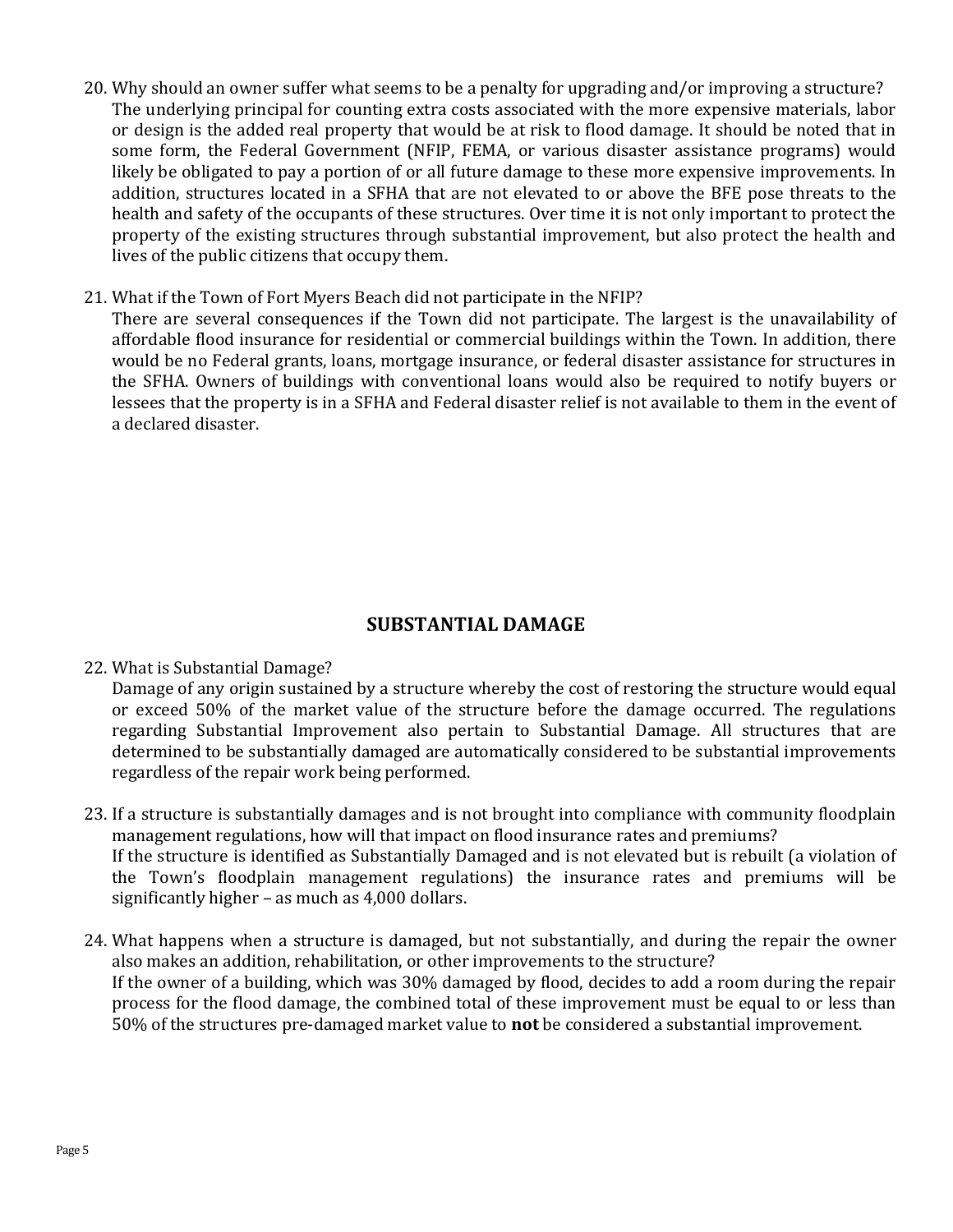20. Why should an owner suffer what seems to be a penalty for upgrading and/or improving a structure?
    The underlying principal for counting extra costs associated with the more expensive materials, labor or design is the added real property that would be at risk to flood damage. It should be noted that in some form, the Federal Government (NFIP, FEMA, or various disaster assistance programs) would likely be obligated to pay a portion of or all future damage to these more expensive improvements. In addition, structures located in a SFHA that are not elevated to or above the BFE pose threats to the health and safety of the occupants of these structures. Over time it is not only important to protect the property of the existing structures through substantial improvement, but also protect the health and lives of the public citizens that occupy them.

21. What if the Town of Fort Myers Beach did not participate in the NFIP?
    There are several consequences if the Town did not participate. The largest is the unavailability of affordable flood insurance for residential or commercial buildings within the Town. In addition, there would be no Federal grants, loans, mortgage insurance, or federal disaster assistance for structures in the SFHA. Owners of buildings with conventional loans would also be required to notify buyers or lessees that the property is in a SFHA and Federal disaster relief is not available to them in the event of a declared disaster.

## SUBSTANTIAL DAMAGE

22. What is Substantial Damage?
    Damage of any origin sustained by a structure whereby the cost of restoring the structure would equal or exceed 50% of the market value of the structure before the damage occurred. The regulations regarding Substantial Improvement also pertain to Substantial Damage. All structures that are determined to be substantially damaged are automatically considered to be substantial improvements regardless of the repair work being performed.

23. If a structure is substantially damages and is not brought into compliance with community floodplain management regulations, how will that impact on flood insurance rates and premiums?
    If the structure is identified as Substantially Damaged and is not elevated but is rebuilt (a violation of the Town's floodplain management regulations) the insurance rates and premiums will be significantly higher – as much as 4,000 dollars.

24. What happens when a structure is damaged, but not substantially, and during the repair the owner also makes an addition, rehabilitation, or other improvements to the structure?
    If the owner of a building, which was 30% damaged by flood, decides to add a room during the repair process for the flood damage, the combined total of these improvement must be equal to or less than 50% of the structures pre-damaged market value to **not** be considered a substantial improvement.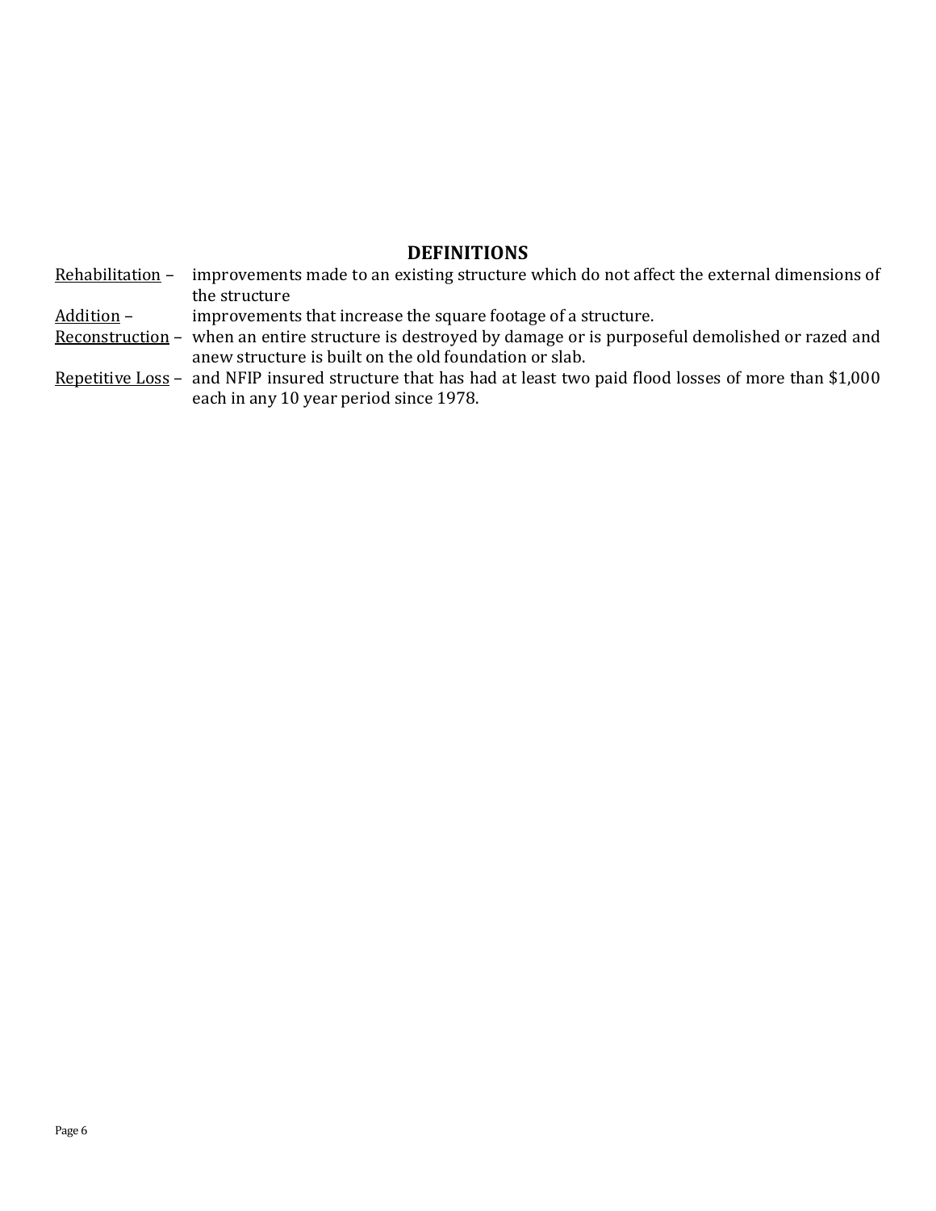## DEFINITIONS

Rehabilitation – improvements made to an existing structure which do not affect the external dimensions of the structure

Addition – improvements that increase the square footage of a structure.

Reconstruction – when an entire structure is destroyed by damage or is purposeful demolished or razed and anew structure is built on the old foundation or slab.

Repetitive Loss – and NFIP insured structure that has had at least two paid flood losses of more than $1,000 each in any 10 year period since 1978.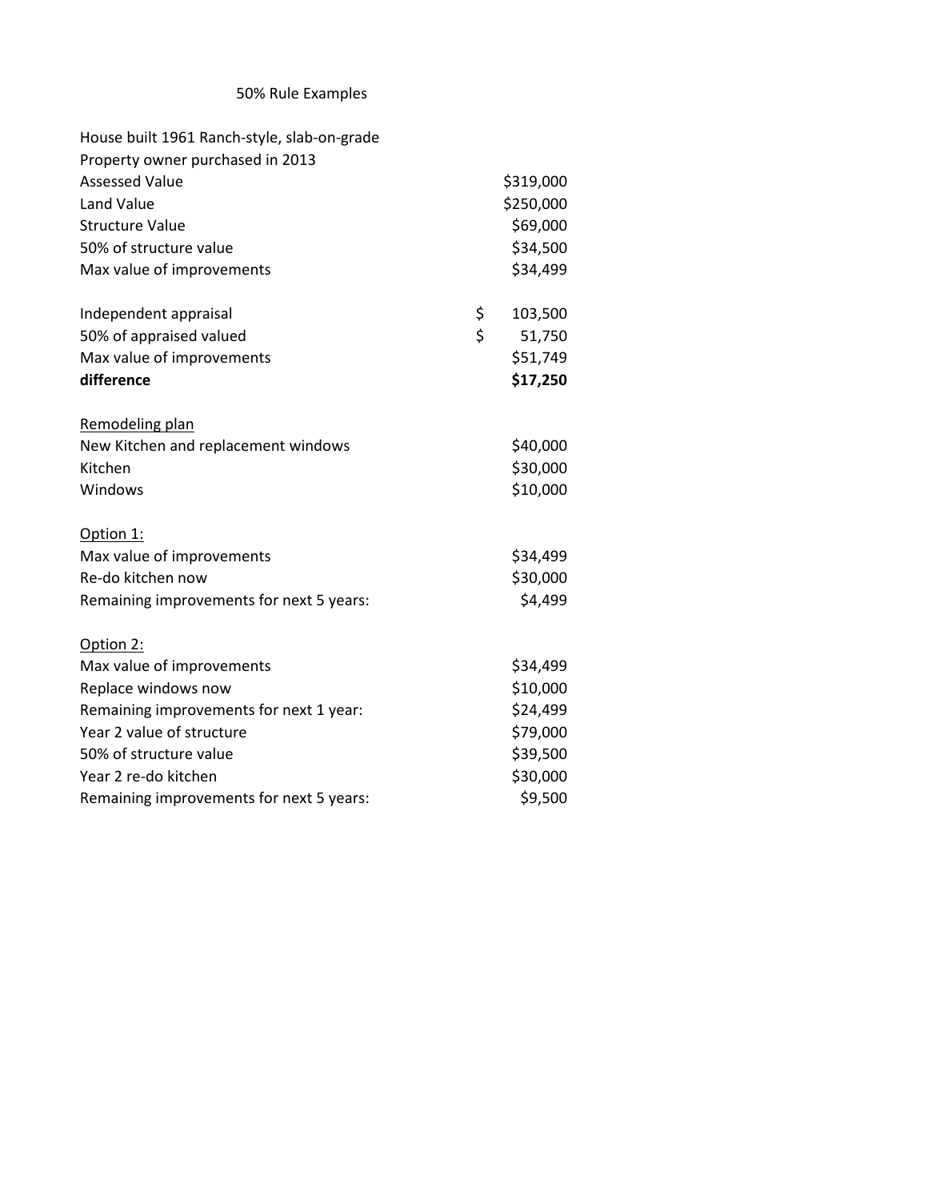# 50% Rule Examples

| | |
|---|---|
| House built 1961 Ranch-style, slab-on-grade | |
| Property owner purchased in 2013 | |
| Assessed Value | $319,000 |
| Land Value | $250,000 |
| Structure Value | $69,000 |
| 50% of structure value | $34,500 |
| Max value of improvements | $34,499 |
| | |
| Independent appraisal | $ 103,500 |
| 50% of appraised valued | $ 51,750 |
| Max value of improvements | $51,749 |
| **difference** | **$17,250** |
| | |
| <u>Remodeling plan</u> | |
| New Kitchen and replacement windows | $40,000 |
| Kitchen | $30,000 |
| Windows | $10,000 |
| | |
| <u>Option 1:</u> | |
| Max value of improvements | $34,499 |
| Re-do kitchen now | $30,000 |
| Remaining improvements for next 5 years: | $4,499 |
| | |
| <u>Option 2:</u> | |
| Max value of improvements | $34,499 |
| Replace windows now | $10,000 |
| Remaining improvements for next 1 year: | $24,499 |
| Year 2 value of structure | $79,000 |
| 50% of structure value | $39,500 |
| Year 2 re-do kitchen | $30,000 |
| Remaining improvements for next 5 years: | $9,500 |